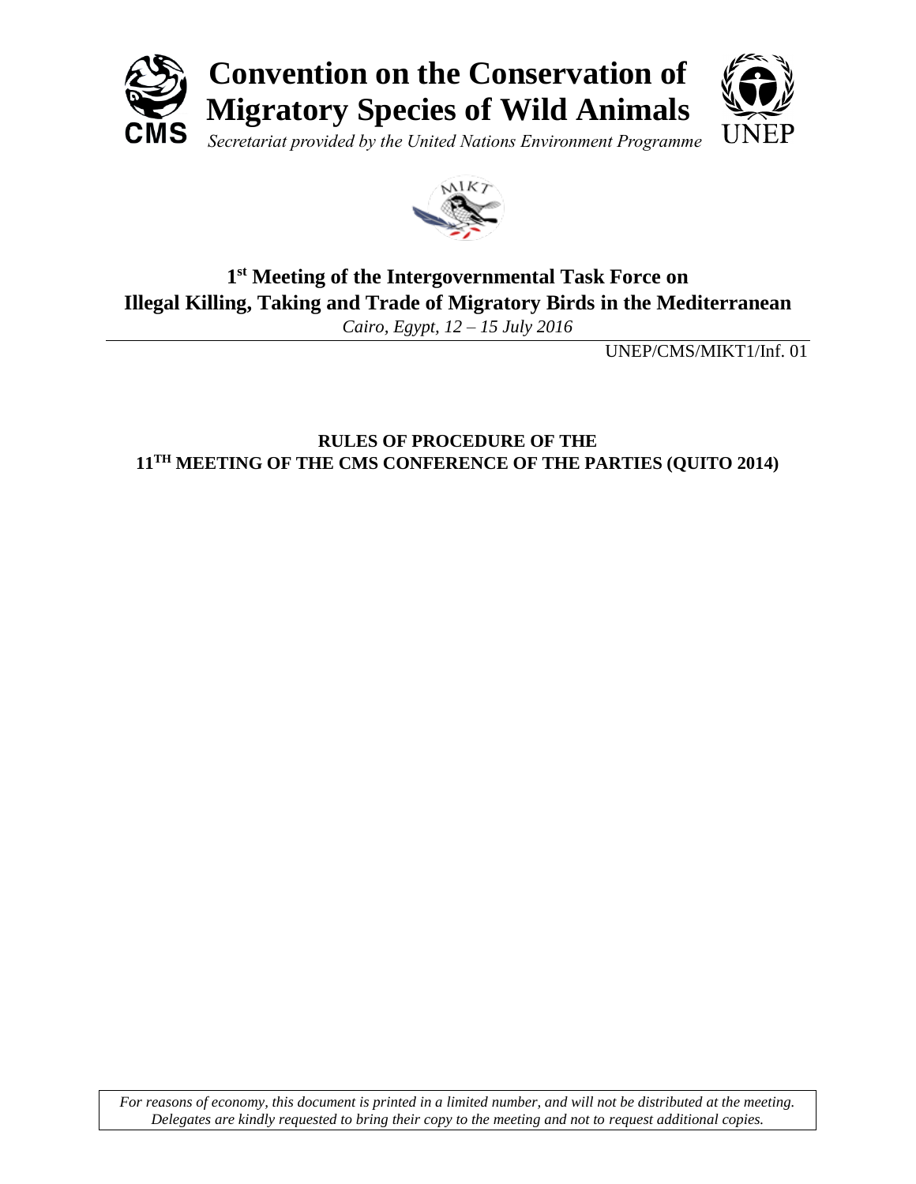# Convention on the Conservation of Migratory Species of Wild Animals

*Secretariat provided by the United Nations Environment Programme*

CMS

UNEP

## 1st Meeting of the Intergovernmental Task Force on Illegal Killing, Taking and Trade of Migratory Birds in the Mediterranean

*Cairo, Egypt, 12 – 15 July 2016*

UNEP/CMS/MIKT1/Inf. 01

### RULES OF PROCEDURE OF THE 11TH MEETING OF THE CMS CONFERENCE OF THE PARTIES (QUITO 2014)

*For reasons of economy, this document is printed in a limited number, and will not be distributed at the meeting. Delegates are kindly requested to bring their copy to the meeting and not to request additional copies.*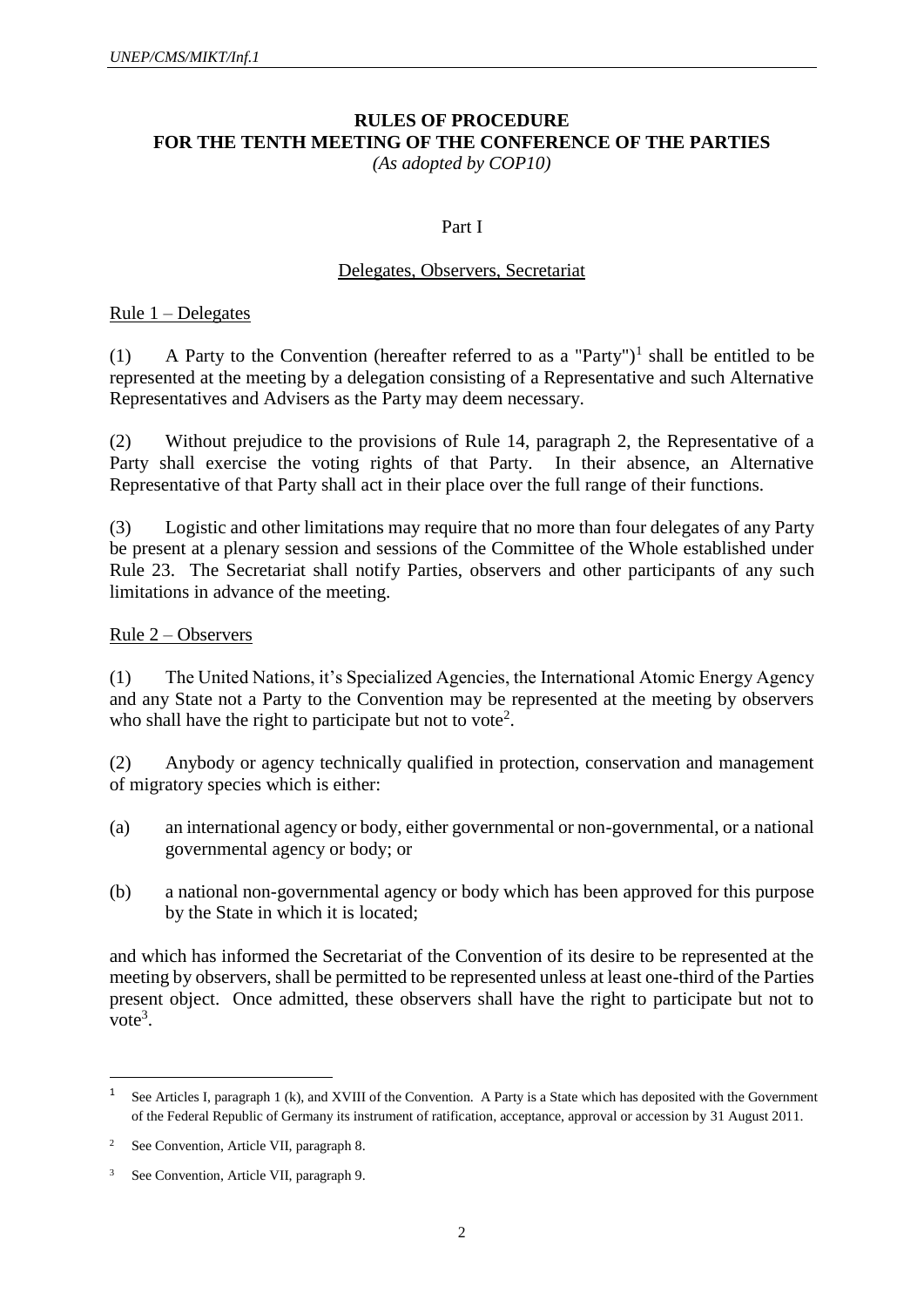# RULES OF PROCEDURE
# FOR THE TENTH MEETING OF THE CONFERENCE OF THE PARTIES

*(As adopted by COP10)*

Part I

Delegates, Observers, Secretariat

Rule 1 – Delegates

(1) A Party to the Convention (hereafter referred to as a "Party")[1] shall be entitled to be represented at the meeting by a delegation consisting of a Representative and such Alternative Representatives and Advisers as the Party may deem necessary.

(2) Without prejudice to the provisions of Rule 14, paragraph 2, the Representative of a Party shall exercise the voting rights of that Party. In their absence, an Alternative Representative of that Party shall act in their place over the full range of their functions.

(3) Logistic and other limitations may require that no more than four delegates of any Party be present at a plenary session and sessions of the Committee of the Whole established under Rule 23. The Secretariat shall notify Parties, observers and other participants of any such limitations in advance of the meeting.

Rule 2 – Observers

(1) The United Nations, it's Specialized Agencies, the International Atomic Energy Agency and any State not a Party to the Convention may be represented at the meeting by observers who shall have the right to participate but not to vote[2].

(2) Anybody or agency technically qualified in protection, conservation and management of migratory species which is either:

(a) an international agency or body, either governmental or non-governmental, or a national governmental agency or body; or

(b) a national non-governmental agency or body which has been approved for this purpose by the State in which it is located;

and which has informed the Secretariat of the Convention of its desire to be represented at the meeting by observers, shall be permitted to be represented unless at least one-third of the Parties present object. Once admitted, these observers shall have the right to participate but not to vote[3].

---

[1] See Articles I, paragraph 1 (k), and XVIII of the Convention. A Party is a State which has deposited with the Government of the Federal Republic of Germany its instrument of ratification, acceptance, approval or accession by 31 August 2011.

[2] See Convention, Article VII, paragraph 8.

[3] See Convention, Article VII, paragraph 9.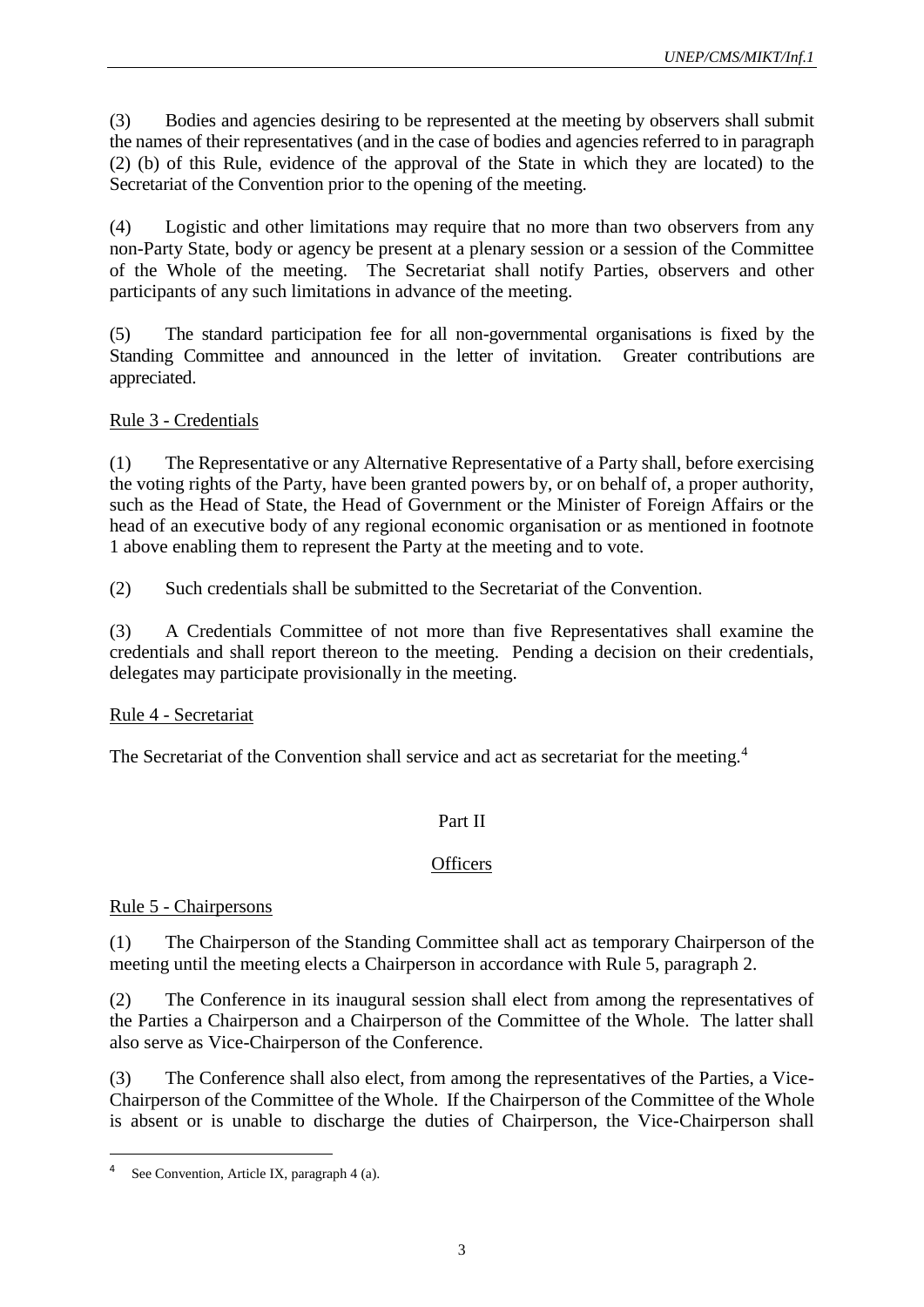(3) Bodies and agencies desiring to be represented at the meeting by observers shall submit the names of their representatives (and in the case of bodies and agencies referred to in paragraph (2) (b) of this Rule, evidence of the approval of the State in which they are located) to the Secretariat of the Convention prior to the opening of the meeting.

(4) Logistic and other limitations may require that no more than two observers from any non-Party State, body or agency be present at a plenary session or a session of the Committee of the Whole of the meeting. The Secretariat shall notify Parties, observers and other participants of any such limitations in advance of the meeting.

(5) The standard participation fee for all non-governmental organisations is fixed by the Standing Committee and announced in the letter of invitation. Greater contributions are appreciated.

Rule 3 - Credentials

(1) The Representative or any Alternative Representative of a Party shall, before exercising the voting rights of the Party, have been granted powers by, or on behalf of, a proper authority, such as the Head of State, the Head of Government or the Minister of Foreign Affairs or the head of an executive body of any regional economic organisation or as mentioned in footnote 1 above enabling them to represent the Party at the meeting and to vote.

(2) Such credentials shall be submitted to the Secretariat of the Convention.

(3) A Credentials Committee of not more than five Representatives shall examine the credentials and shall report thereon to the meeting. Pending a decision on their credentials, delegates may participate provisionally in the meeting.

Rule 4 - Secretariat

The Secretariat of the Convention shall service and act as secretariat for the meeting.[4]

## Part II

## Officers

Rule 5 - Chairpersons

(1) The Chairperson of the Standing Committee shall act as temporary Chairperson of the meeting until the meeting elects a Chairperson in accordance with Rule 5, paragraph 2.

(2) The Conference in its inaugural session shall elect from among the representatives of the Parties a Chairperson and a Chairperson of the Committee of the Whole. The latter shall also serve as Vice-Chairperson of the Conference.

(3) The Conference shall also elect, from among the representatives of the Parties, a Vice-Chairperson of the Committee of the Whole. If the Chairperson of the Committee of the Whole is absent or is unable to discharge the duties of Chairperson, the Vice-Chairperson shall

---

[4] See Convention, Article IX, paragraph 4 (a).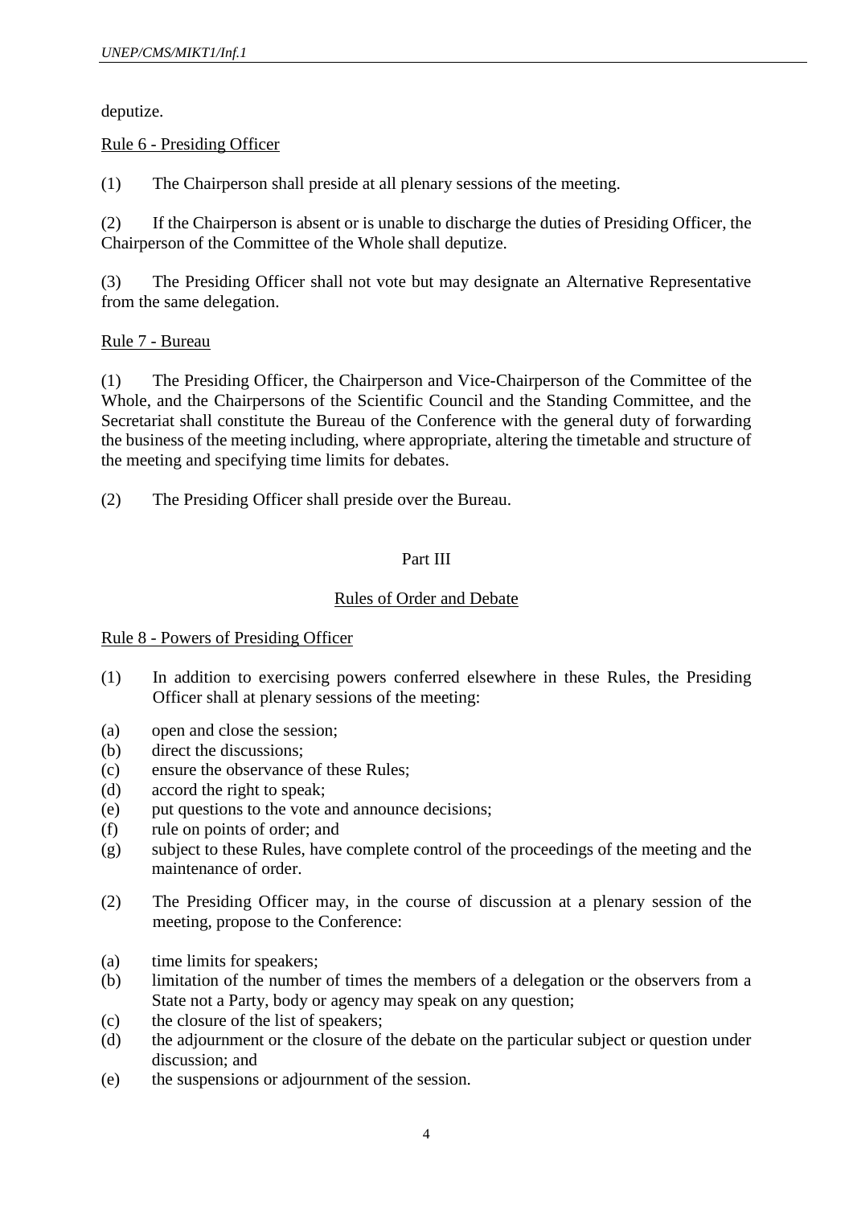deputize.

Rule 6 - Presiding Officer

(1) The Chairperson shall preside at all plenary sessions of the meeting.

(2) If the Chairperson is absent or is unable to discharge the duties of Presiding Officer, the Chairperson of the Committee of the Whole shall deputize.

(3) The Presiding Officer shall not vote but may designate an Alternative Representative from the same delegation.

Rule 7 - Bureau

(1) The Presiding Officer, the Chairperson and Vice-Chairperson of the Committee of the Whole, and the Chairpersons of the Scientific Council and the Standing Committee, and the Secretariat shall constitute the Bureau of the Conference with the general duty of forwarding the business of the meeting including, where appropriate, altering the timetable and structure of the meeting and specifying time limits for debates.

(2) The Presiding Officer shall preside over the Bureau.

## Part III

## Rules of Order and Debate

Rule 8 - Powers of Presiding Officer

(1) In addition to exercising powers conferred elsewhere in these Rules, the Presiding Officer shall at plenary sessions of the meeting:

(a) open and close the session;
(b) direct the discussions;
(c) ensure the observance of these Rules;
(d) accord the right to speak;
(e) put questions to the vote and announce decisions;
(f) rule on points of order; and
(g) subject to these Rules, have complete control of the proceedings of the meeting and the maintenance of order.

(2) The Presiding Officer may, in the course of discussion at a plenary session of the meeting, propose to the Conference:

(a) time limits for speakers;
(b) limitation of the number of times the members of a delegation or the observers from a State not a Party, body or agency may speak on any question;
(c) the closure of the list of speakers;
(d) the adjournment or the closure of the debate on the particular subject or question under discussion; and
(e) the suspensions or adjournment of the session.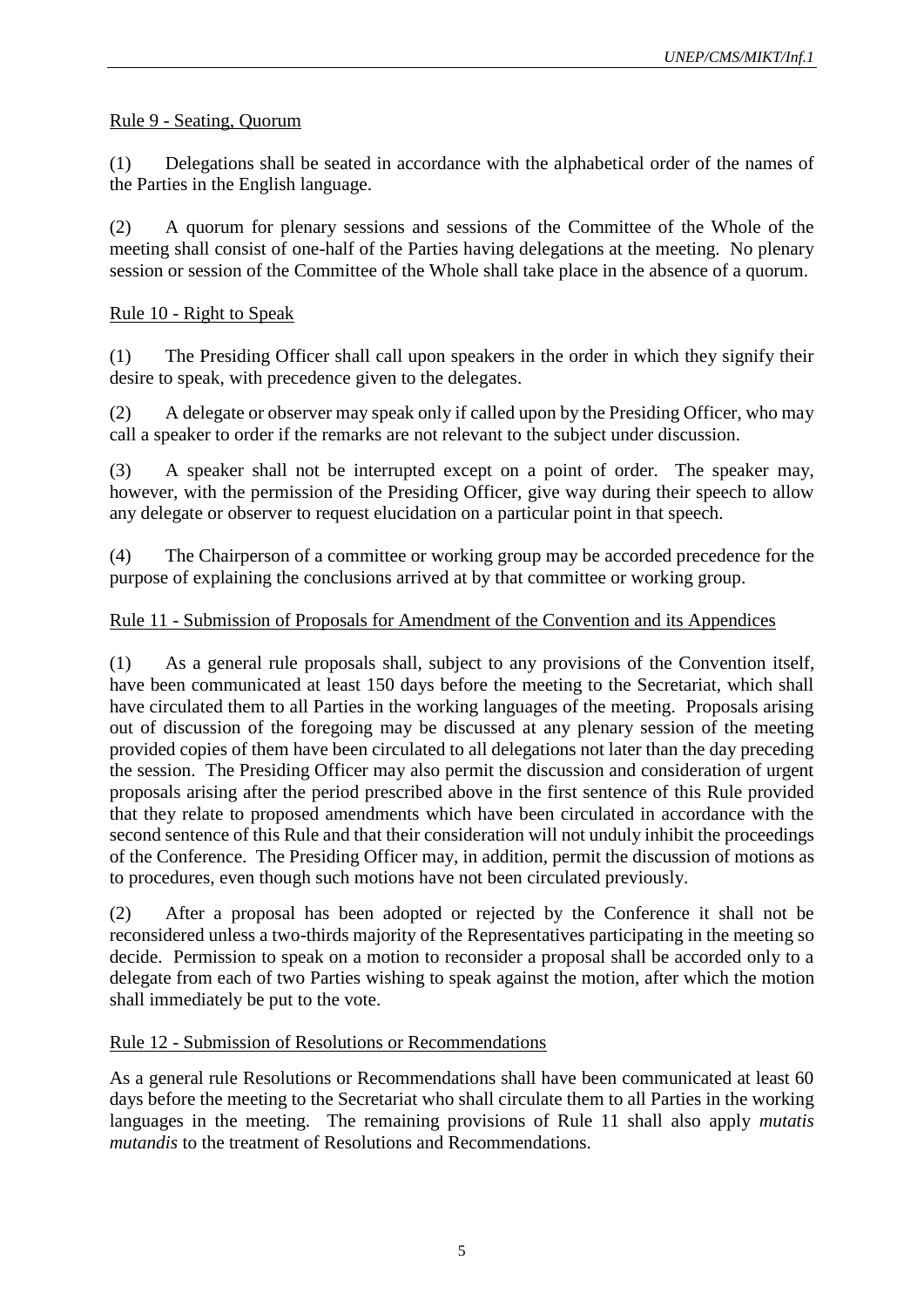Rule 9 - Seating, Quorum

(1) Delegations shall be seated in accordance with the alphabetical order of the names of the Parties in the English language.

(2) A quorum for plenary sessions and sessions of the Committee of the Whole of the meeting shall consist of one-half of the Parties having delegations at the meeting. No plenary session or session of the Committee of the Whole shall take place in the absence of a quorum.

Rule 10 - Right to Speak

(1) The Presiding Officer shall call upon speakers in the order in which they signify their desire to speak, with precedence given to the delegates.

(2) A delegate or observer may speak only if called upon by the Presiding Officer, who may call a speaker to order if the remarks are not relevant to the subject under discussion.

(3) A speaker shall not be interrupted except on a point of order. The speaker may, however, with the permission of the Presiding Officer, give way during their speech to allow any delegate or observer to request elucidation on a particular point in that speech.

(4) The Chairperson of a committee or working group may be accorded precedence for the purpose of explaining the conclusions arrived at by that committee or working group.

Rule 11 - Submission of Proposals for Amendment of the Convention and its Appendices

(1) As a general rule proposals shall, subject to any provisions of the Convention itself, have been communicated at least 150 days before the meeting to the Secretariat, which shall have circulated them to all Parties in the working languages of the meeting. Proposals arising out of discussion of the foregoing may be discussed at any plenary session of the meeting provided copies of them have been circulated to all delegations not later than the day preceding the session. The Presiding Officer may also permit the discussion and consideration of urgent proposals arising after the period prescribed above in the first sentence of this Rule provided that they relate to proposed amendments which have been circulated in accordance with the second sentence of this Rule and that their consideration will not unduly inhibit the proceedings of the Conference. The Presiding Officer may, in addition, permit the discussion of motions as to procedures, even though such motions have not been circulated previously.

(2) After a proposal has been adopted or rejected by the Conference it shall not be reconsidered unless a two-thirds majority of the Representatives participating in the meeting so decide. Permission to speak on a motion to reconsider a proposal shall be accorded only to a delegate from each of two Parties wishing to speak against the motion, after which the motion shall immediately be put to the vote.

Rule 12 - Submission of Resolutions or Recommendations

As a general rule Resolutions or Recommendations shall have been communicated at least 60 days before the meeting to the Secretariat who shall circulate them to all Parties in the working languages in the meeting. The remaining provisions of Rule 11 shall also apply *mutatis mutandis* to the treatment of Resolutions and Recommendations.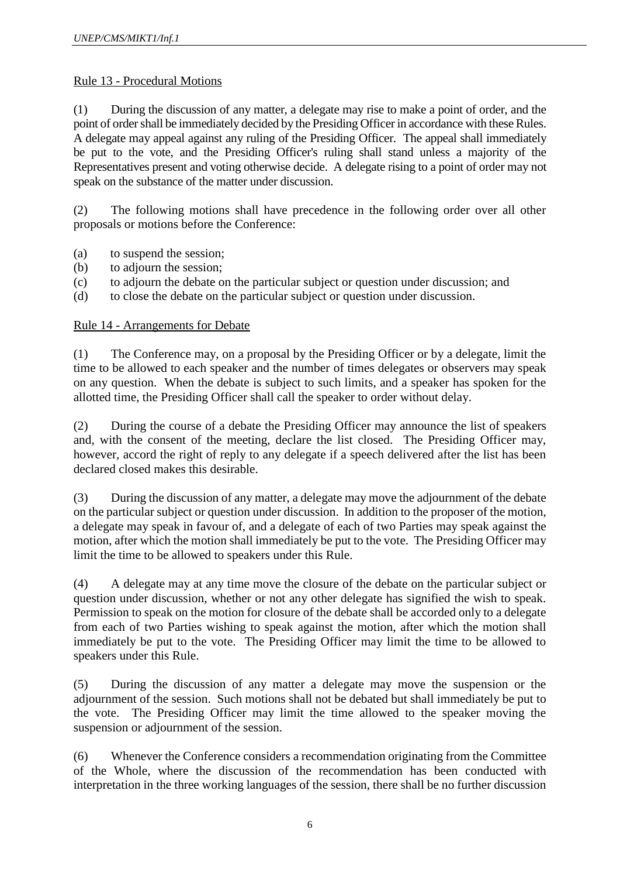Rule 13 - Procedural Motions

(1) During the discussion of any matter, a delegate may rise to make a point of order, and the point of order shall be immediately decided by the Presiding Officer in accordance with these Rules. A delegate may appeal against any ruling of the Presiding Officer. The appeal shall immediately be put to the vote, and the Presiding Officer's ruling shall stand unless a majority of the Representatives present and voting otherwise decide. A delegate rising to a point of order may not speak on the substance of the matter under discussion.

(2) The following motions shall have precedence in the following order over all other proposals or motions before the Conference:

(a) to suspend the session;
(b) to adjourn the session;
(c) to adjourn the debate on the particular subject or question under discussion; and
(d) to close the debate on the particular subject or question under discussion.

Rule 14 - Arrangements for Debate

(1) The Conference may, on a proposal by the Presiding Officer or by a delegate, limit the time to be allowed to each speaker and the number of times delegates or observers may speak on any question. When the debate is subject to such limits, and a speaker has spoken for the allotted time, the Presiding Officer shall call the speaker to order without delay.

(2) During the course of a debate the Presiding Officer may announce the list of speakers and, with the consent of the meeting, declare the list closed. The Presiding Officer may, however, accord the right of reply to any delegate if a speech delivered after the list has been declared closed makes this desirable.

(3) During the discussion of any matter, a delegate may move the adjournment of the debate on the particular subject or question under discussion. In addition to the proposer of the motion, a delegate may speak in favour of, and a delegate of each of two Parties may speak against the motion, after which the motion shall immediately be put to the vote. The Presiding Officer may limit the time to be allowed to speakers under this Rule.

(4) A delegate may at any time move the closure of the debate on the particular subject or question under discussion, whether or not any other delegate has signified the wish to speak. Permission to speak on the motion for closure of the debate shall be accorded only to a delegate from each of two Parties wishing to speak against the motion, after which the motion shall immediately be put to the vote. The Presiding Officer may limit the time to be allowed to speakers under this Rule.

(5) During the discussion of any matter a delegate may move the suspension or the adjournment of the session. Such motions shall not be debated but shall immediately be put to the vote. The Presiding Officer may limit the time allowed to the speaker moving the suspension or adjournment of the session.

(6) Whenever the Conference considers a recommendation originating from the Committee of the Whole, where the discussion of the recommendation has been conducted with interpretation in the three working languages of the session, there shall be no further discussion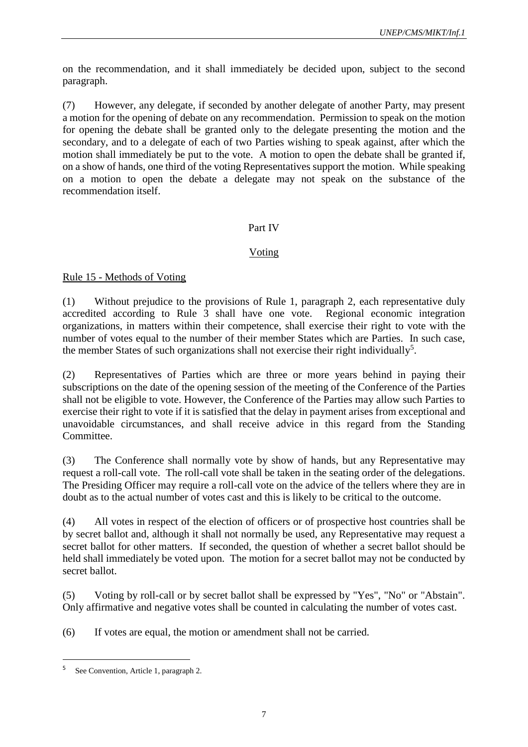on the recommendation, and it shall immediately be decided upon, subject to the second paragraph.

(7) However, any delegate, if seconded by another delegate of another Party, may present a motion for the opening of debate on any recommendation. Permission to speak on the motion for opening the debate shall be granted only to the delegate presenting the motion and the secondary, and to a delegate of each of two Parties wishing to speak against, after which the motion shall immediately be put to the vote. A motion to open the debate shall be granted if, on a show of hands, one third of the voting Representatives support the motion. While speaking on a motion to open the debate a delegate may not speak on the substance of the recommendation itself.

## Part IV

## Voting

### Rule 15 - Methods of Voting

(1) Without prejudice to the provisions of Rule 1, paragraph 2, each representative duly accredited according to Rule 3 shall have one vote. Regional economic integration organizations, in matters within their competence, shall exercise their right to vote with the number of votes equal to the number of their member States which are Parties. In such case, the member States of such organizations shall not exercise their right individually[5].

(2) Representatives of Parties which are three or more years behind in paying their subscriptions on the date of the opening session of the meeting of the Conference of the Parties shall not be eligible to vote. However, the Conference of the Parties may allow such Parties to exercise their right to vote if it is satisfied that the delay in payment arises from exceptional and unavoidable circumstances, and shall receive advice in this regard from the Standing Committee.

(3) The Conference shall normally vote by show of hands, but any Representative may request a roll-call vote. The roll-call vote shall be taken in the seating order of the delegations. The Presiding Officer may require a roll-call vote on the advice of the tellers where they are in doubt as to the actual number of votes cast and this is likely to be critical to the outcome.

(4) All votes in respect of the election of officers or of prospective host countries shall be by secret ballot and, although it shall not normally be used, any Representative may request a secret ballot for other matters. If seconded, the question of whether a secret ballot should be held shall immediately be voted upon. The motion for a secret ballot may not be conducted by secret ballot.

(5) Voting by roll-call or by secret ballot shall be expressed by "Yes", "No" or "Abstain". Only affirmative and negative votes shall be counted in calculating the number of votes cast.

(6) If votes are equal, the motion or amendment shall not be carried.

---

[5] See Convention, Article 1, paragraph 2.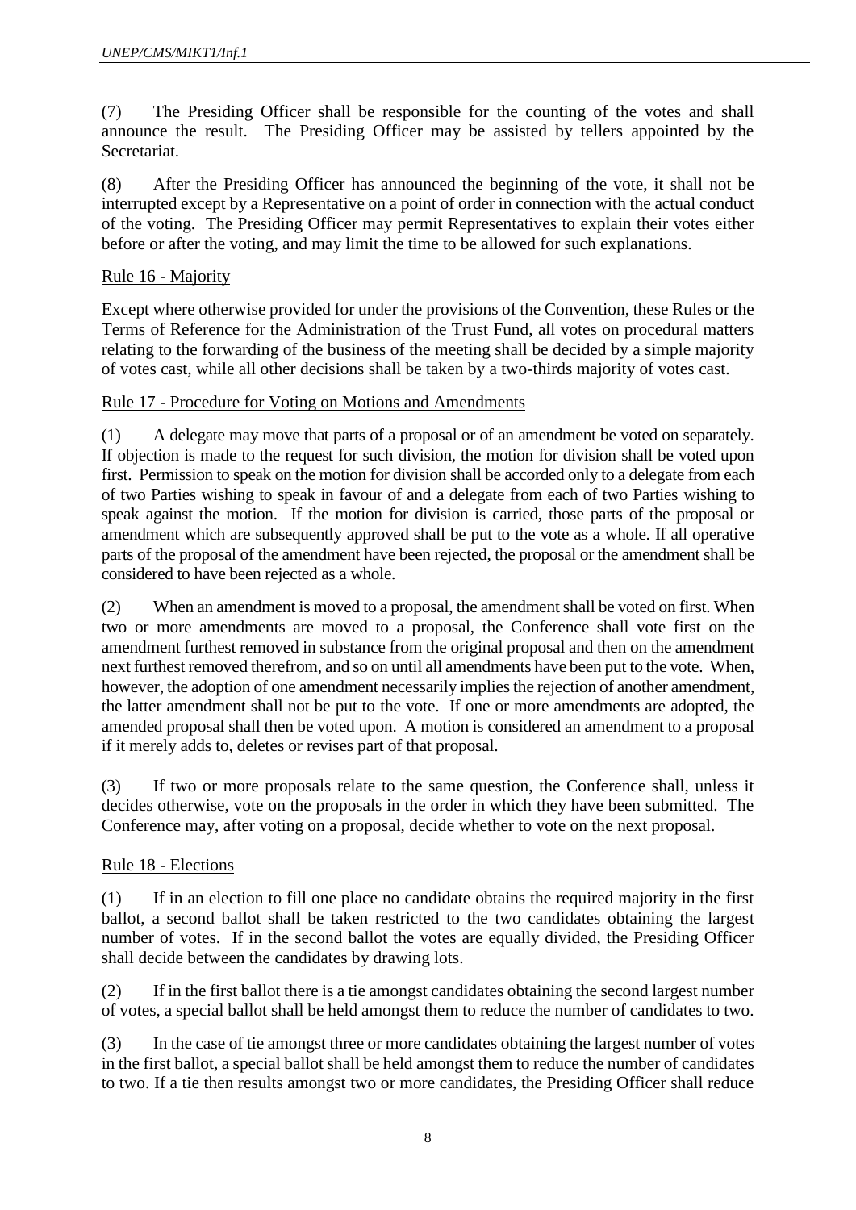(7) The Presiding Officer shall be responsible for the counting of the votes and shall announce the result. The Presiding Officer may be assisted by tellers appointed by the Secretariat.

(8) After the Presiding Officer has announced the beginning of the vote, it shall not be interrupted except by a Representative on a point of order in connection with the actual conduct of the voting. The Presiding Officer may permit Representatives to explain their votes either before or after the voting, and may limit the time to be allowed for such explanations.

Rule 16 - Majority

Except where otherwise provided for under the provisions of the Convention, these Rules or the Terms of Reference for the Administration of the Trust Fund, all votes on procedural matters relating to the forwarding of the business of the meeting shall be decided by a simple majority of votes cast, while all other decisions shall be taken by a two-thirds majority of votes cast.

Rule 17 - Procedure for Voting on Motions and Amendments

(1) A delegate may move that parts of a proposal or of an amendment be voted on separately. If objection is made to the request for such division, the motion for division shall be voted upon first. Permission to speak on the motion for division shall be accorded only to a delegate from each of two Parties wishing to speak in favour of and a delegate from each of two Parties wishing to speak against the motion. If the motion for division is carried, those parts of the proposal or amendment which are subsequently approved shall be put to the vote as a whole. If all operative parts of the proposal of the amendment have been rejected, the proposal or the amendment shall be considered to have been rejected as a whole.

(2) When an amendment is moved to a proposal, the amendment shall be voted on first. When two or more amendments are moved to a proposal, the Conference shall vote first on the amendment furthest removed in substance from the original proposal and then on the amendment next furthest removed therefrom, and so on until all amendments have been put to the vote. When, however, the adoption of one amendment necessarily implies the rejection of another amendment, the latter amendment shall not be put to the vote. If one or more amendments are adopted, the amended proposal shall then be voted upon. A motion is considered an amendment to a proposal if it merely adds to, deletes or revises part of that proposal.

(3) If two or more proposals relate to the same question, the Conference shall, unless it decides otherwise, vote on the proposals in the order in which they have been submitted. The Conference may, after voting on a proposal, decide whether to vote on the next proposal.

Rule 18 - Elections

(1) If in an election to fill one place no candidate obtains the required majority in the first ballot, a second ballot shall be taken restricted to the two candidates obtaining the largest number of votes. If in the second ballot the votes are equally divided, the Presiding Officer shall decide between the candidates by drawing lots.

(2) If in the first ballot there is a tie amongst candidates obtaining the second largest number of votes, a special ballot shall be held amongst them to reduce the number of candidates to two.

(3) In the case of tie amongst three or more candidates obtaining the largest number of votes in the first ballot, a special ballot shall be held amongst them to reduce the number of candidates to two. If a tie then results amongst two or more candidates, the Presiding Officer shall reduce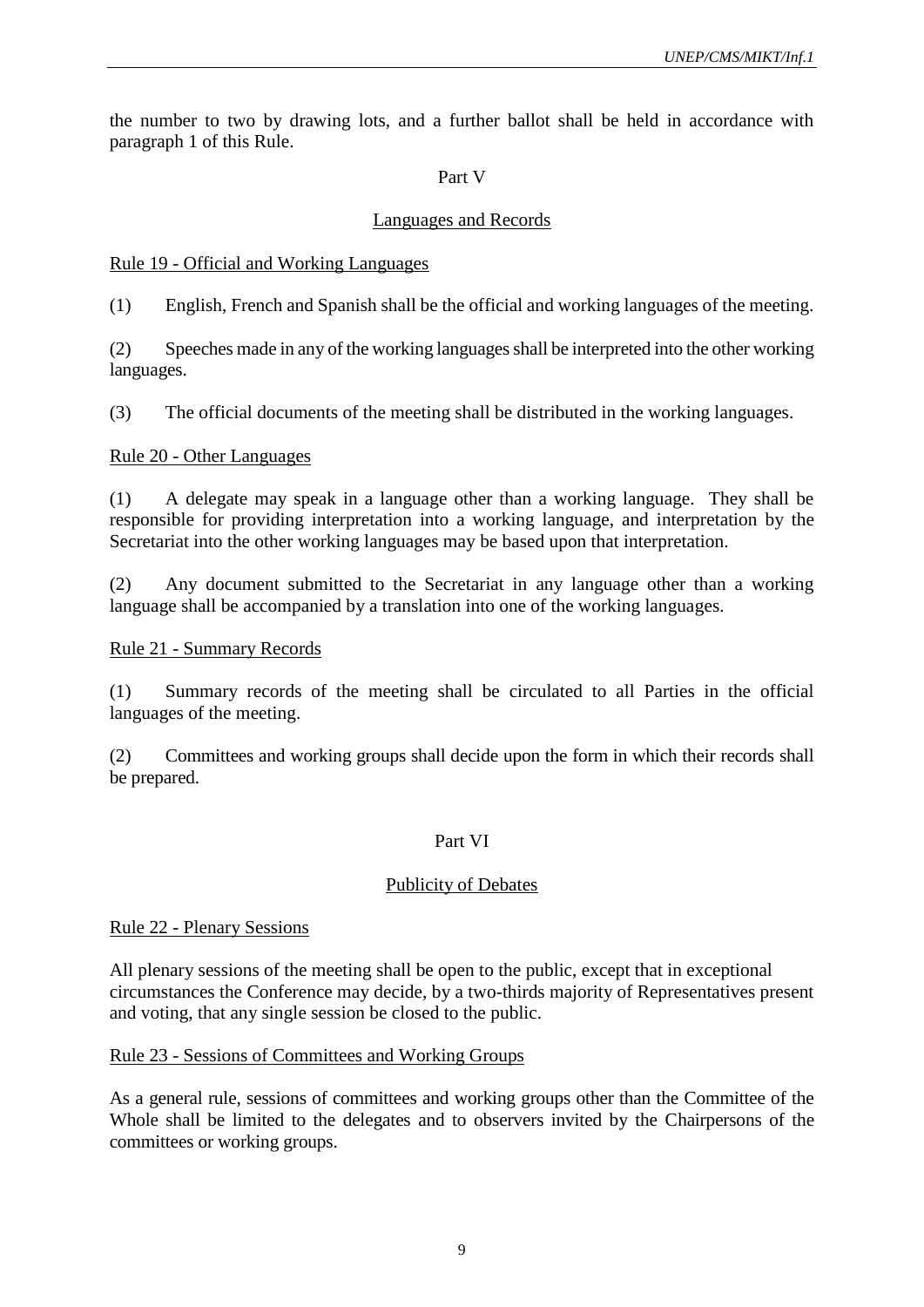the number to two by drawing lots, and a further ballot shall be held in accordance with paragraph 1 of this Rule.

## Part V

## Languages and Records

### Rule 19 - Official and Working Languages

(1) English, French and Spanish shall be the official and working languages of the meeting.

(2) Speeches made in any of the working languages shall be interpreted into the other working languages.

(3) The official documents of the meeting shall be distributed in the working languages.

### Rule 20 - Other Languages

(1) A delegate may speak in a language other than a working language. They shall be responsible for providing interpretation into a working language, and interpretation by the Secretariat into the other working languages may be based upon that interpretation.

(2) Any document submitted to the Secretariat in any language other than a working language shall be accompanied by a translation into one of the working languages.

### Rule 21 - Summary Records

(1) Summary records of the meeting shall be circulated to all Parties in the official languages of the meeting.

(2) Committees and working groups shall decide upon the form in which their records shall be prepared.

## Part VI

## Publicity of Debates

### Rule 22 - Plenary Sessions

All plenary sessions of the meeting shall be open to the public, except that in exceptional circumstances the Conference may decide, by a two-thirds majority of Representatives present and voting, that any single session be closed to the public.

### Rule 23 - Sessions of Committees and Working Groups

As a general rule, sessions of committees and working groups other than the Committee of the Whole shall be limited to the delegates and to observers invited by the Chairpersons of the committees or working groups.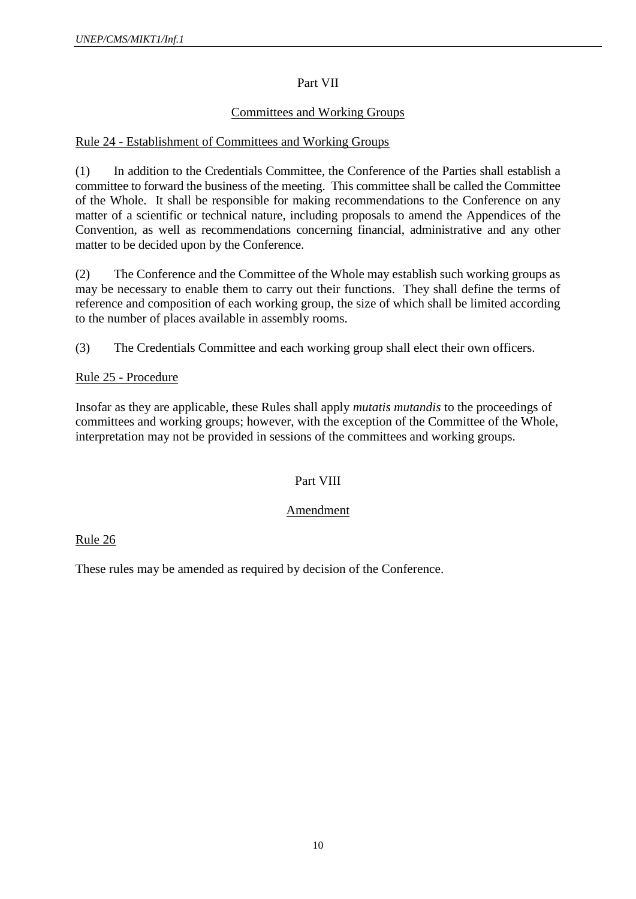## Part VII

## Committees and Working Groups

### Rule 24 - Establishment of Committees and Working Groups

(1) In addition to the Credentials Committee, the Conference of the Parties shall establish a committee to forward the business of the meeting. This committee shall be called the Committee of the Whole. It shall be responsible for making recommendations to the Conference on any matter of a scientific or technical nature, including proposals to amend the Appendices of the Convention, as well as recommendations concerning financial, administrative and any other matter to be decided upon by the Conference.

(2) The Conference and the Committee of the Whole may establish such working groups as may be necessary to enable them to carry out their functions. They shall define the terms of reference and composition of each working group, the size of which shall be limited according to the number of places available in assembly rooms.

(3) The Credentials Committee and each working group shall elect their own officers.

### Rule 25 - Procedure

Insofar as they are applicable, these Rules shall apply *mutatis mutandis* to the proceedings of committees and working groups; however, with the exception of the Committee of the Whole, interpretation may not be provided in sessions of the committees and working groups.

## Part VIII

## Amendment

### Rule 26

These rules may be amended as required by decision of the Conference.